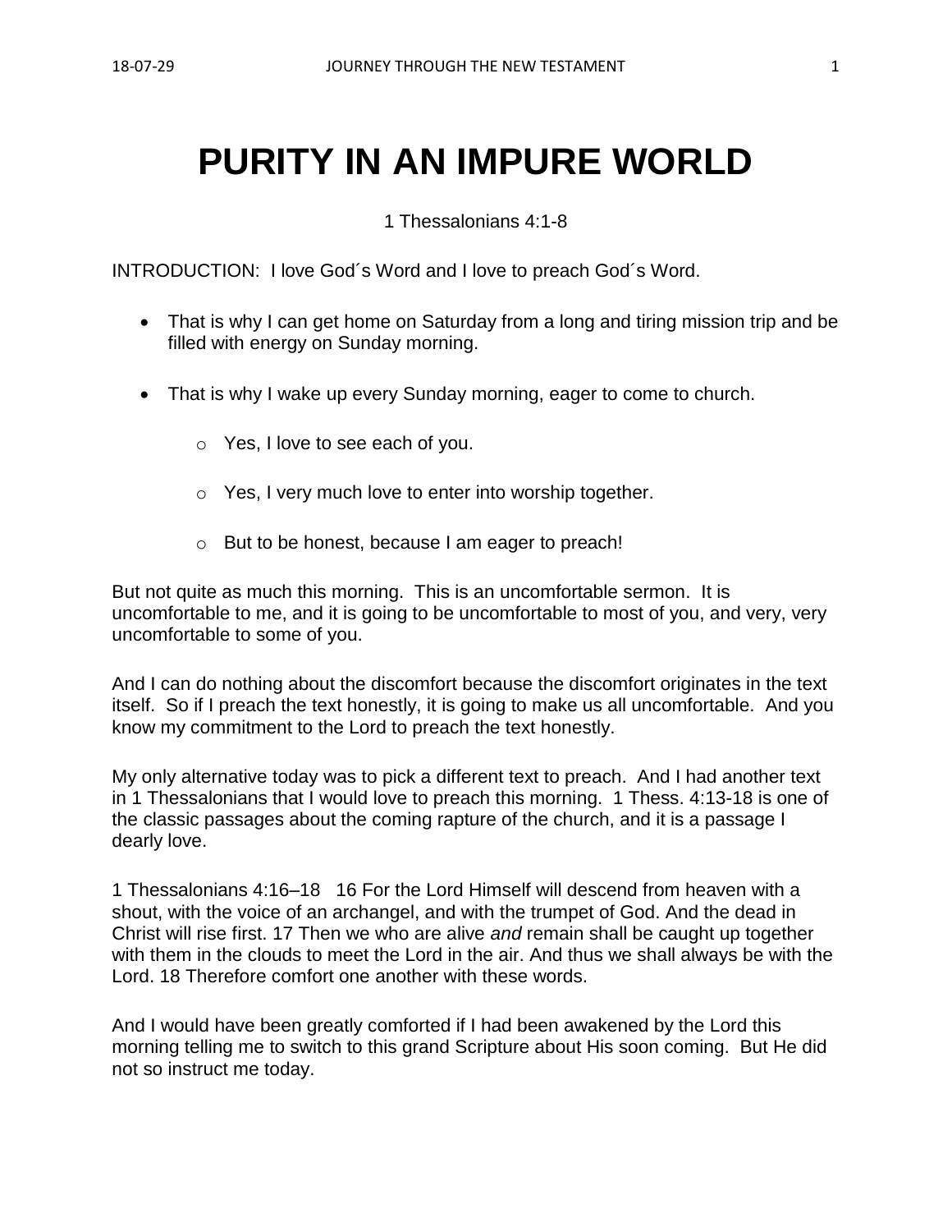# PURITY IN AN IMPURE WORLD

1 Thessalonians 4:1-8

INTRODUCTION: I love God´s Word and I love to preach God´s Word.

- That is why I can get home on Saturday from a long and tiring mission trip and be filled with energy on Sunday morning.
- That is why I wake up every Sunday morning, eager to come to church.
    - Yes, I love to see each of you.
    - Yes, I very much love to enter into worship together.
    - But to be honest, because I am eager to preach!

But not quite as much this morning. This is an uncomfortable sermon. It is uncomfortable to me, and it is going to be uncomfortable to most of you, and very, very uncomfortable to some of you.

And I can do nothing about the discomfort because the discomfort originates in the text itself. So if I preach the text honestly, it is going to make us all uncomfortable. And you know my commitment to the Lord to preach the text honestly.

My only alternative today was to pick a different text to preach. And I had another text in 1 Thessalonians that I would love to preach this morning. 1 Thess. 4:13-18 is one of the classic passages about the coming rapture of the church, and it is a passage I dearly love.

1 Thessalonians 4:16–18 16 For the Lord Himself will descend from heaven with a shout, with the voice of an archangel, and with the trumpet of God. And the dead in Christ will rise first. 17 Then we who are alive *and* remain shall be caught up together with them in the clouds to meet the Lord in the air. And thus we shall always be with the Lord. 18 Therefore comfort one another with these words.

And I would have been greatly comforted if I had been awakened by the Lord this morning telling me to switch to this grand Scripture about His soon coming. But He did not so instruct me today.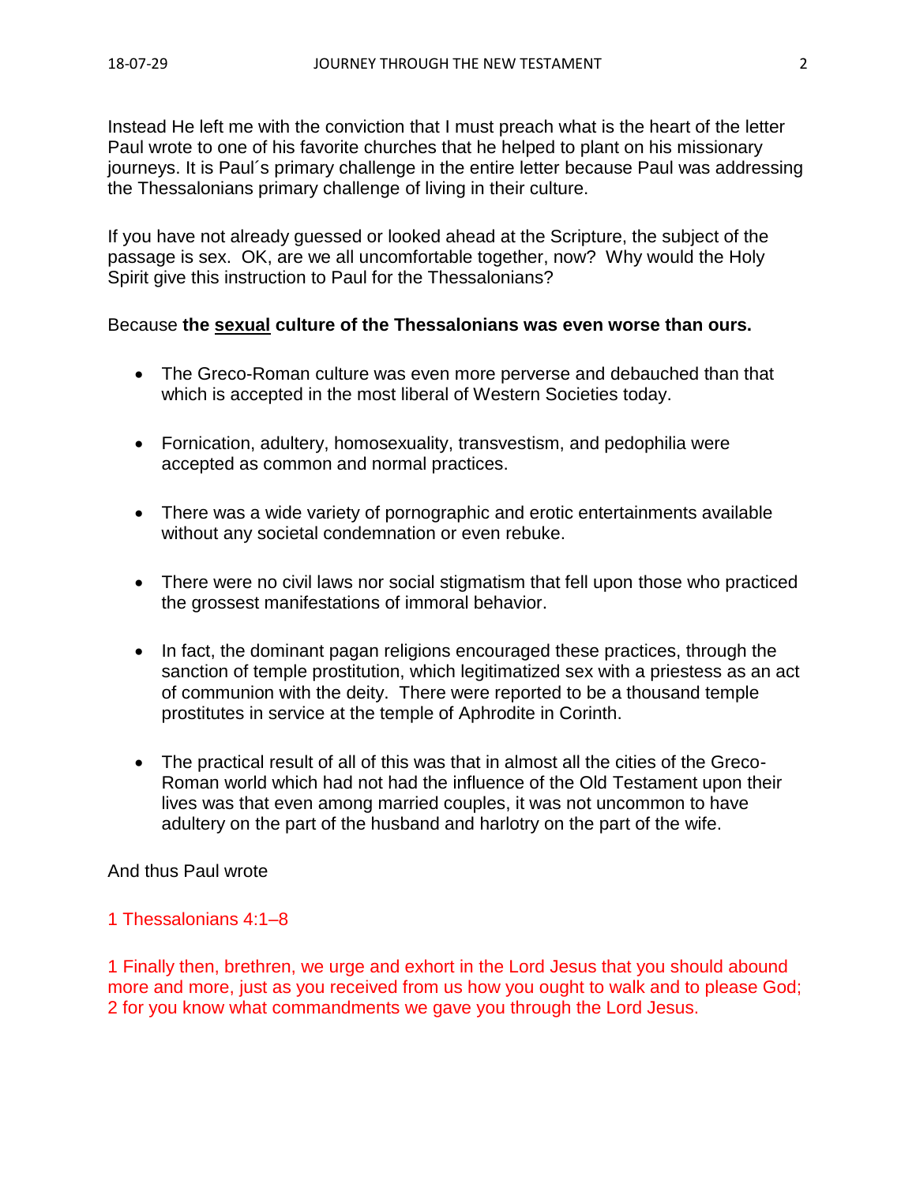Instead He left me with the conviction that I must preach what is the heart of the letter Paul wrote to one of his favorite churches that he helped to plant on his missionary journeys. It is Paul´s primary challenge in the entire letter because Paul was addressing the Thessalonians primary challenge of living in their culture.

If you have not already guessed or looked ahead at the Scripture, the subject of the passage is sex. OK, are we all uncomfortable together, now? Why would the Holy Spirit give this instruction to Paul for the Thessalonians?

Because **the <u>sexual</u> culture of the Thessalonians was even worse than ours.**

- The Greco-Roman culture was even more perverse and debauched than that which is accepted in the most liberal of Western Societies today.
- Fornication, adultery, homosexuality, transvestism, and pedophilia were accepted as common and normal practices.
- There was a wide variety of pornographic and erotic entertainments available without any societal condemnation or even rebuke.
- There were no civil laws nor social stigmatism that fell upon those who practiced the grossest manifestations of immoral behavior.
- In fact, the dominant pagan religions encouraged these practices, through the sanction of temple prostitution, which legitimatized sex with a priestess as an act of communion with the deity. There were reported to be a thousand temple prostitutes in service at the temple of Aphrodite in Corinth.
- The practical result of all of this was that in almost all the cities of the Greco-Roman world which had not had the influence of the Old Testament upon their lives was that even among married couples, it was not uncommon to have adultery on the part of the husband and harlotry on the part of the wife.

And thus Paul wrote

1 Thessalonians 4:1–8

1 Finally then, brethren, we urge and exhort in the Lord Jesus that you should abound more and more, just as you received from us how you ought to walk and to please God; 2 for you know what commandments we gave you through the Lord Jesus.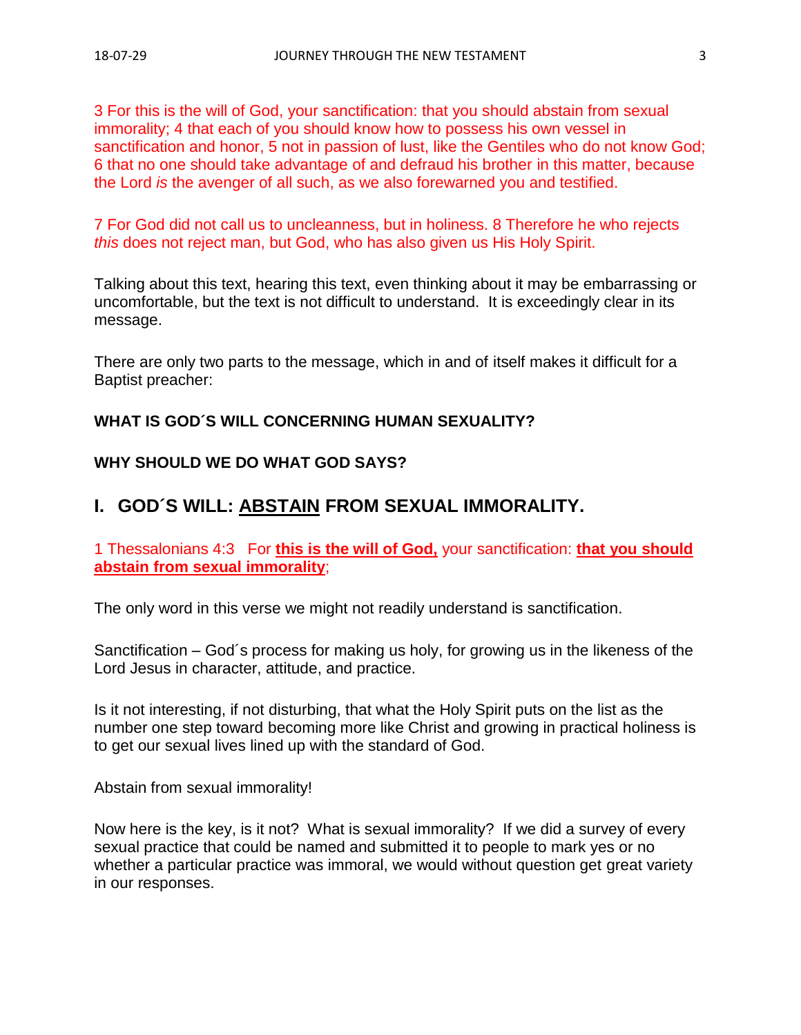3 For this is the will of God, your sanctification: that you should abstain from sexual immorality; 4 that each of you should know how to possess his own vessel in sanctification and honor, 5 not in passion of lust, like the Gentiles who do not know God; 6 that no one should take advantage of and defraud his brother in this matter, because the Lord *is* the avenger of all such, as we also forewarned you and testified.

7 For God did not call us to uncleanness, but in holiness. 8 Therefore he who rejects *this* does not reject man, but God, who has also given us His Holy Spirit.

Talking about this text, hearing this text, even thinking about it may be embarrassing or uncomfortable, but the text is not difficult to understand. It is exceedingly clear in its message.

There are only two parts to the message, which in and of itself makes it difficult for a Baptist preacher:

**WHAT IS GOD´S WILL CONCERNING HUMAN SEXUALITY?**

**WHY SHOULD WE DO WHAT GOD SAYS?**

## I. GOD´S WILL: <u>ABSTAIN</u> FROM SEXUAL IMMORALITY.

1 Thessalonians 4:3 For **<u>this is the will of God,</u>** your sanctification: **<u>that you should abstain from sexual immorality</u>**;

The only word in this verse we might not readily understand is sanctification.

Sanctification – God´s process for making us holy, for growing us in the likeness of the Lord Jesus in character, attitude, and practice.

Is it not interesting, if not disturbing, that what the Holy Spirit puts on the list as the number one step toward becoming more like Christ and growing in practical holiness is to get our sexual lives lined up with the standard of God.

Abstain from sexual immorality!

Now here is the key, is it not? What is sexual immorality? If we did a survey of every sexual practice that could be named and submitted it to people to mark yes or no whether a particular practice was immoral, we would without question get great variety in our responses.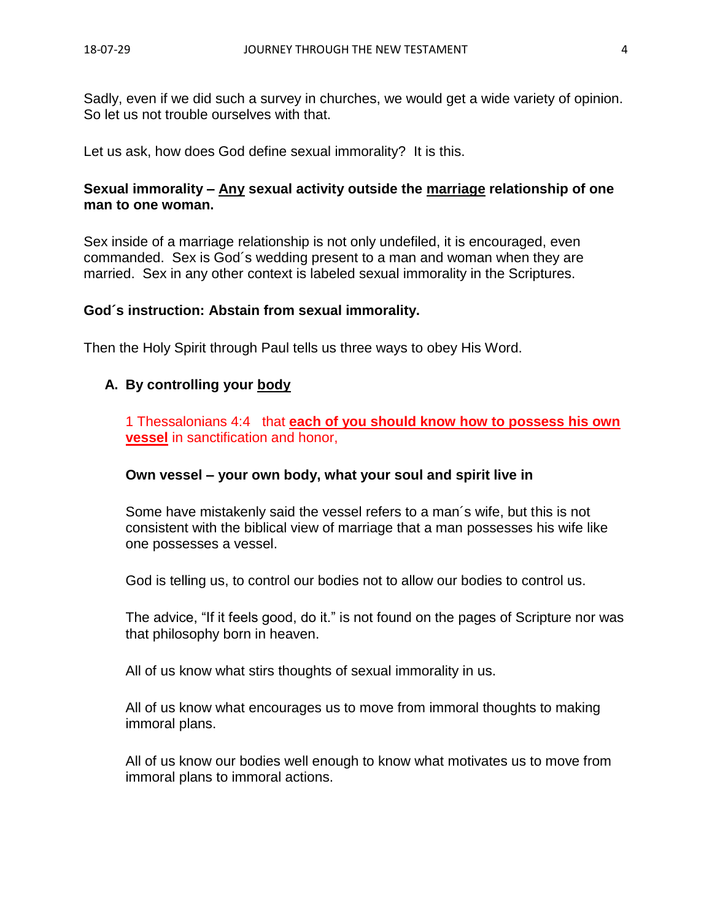Sadly, even if we did such a survey in churches, we would get a wide variety of opinion. So let us not trouble ourselves with that.

Let us ask, how does God define sexual immorality? It is this.

**Sexual immorality – <u>Any</u> sexual activity outside the <u>marriage</u> relationship of one man to one woman.**

Sex inside of a marriage relationship is not only undefiled, it is encouraged, even commanded. Sex is God´s wedding present to a man and woman when they are married. Sex in any other context is labeled sexual immorality in the Scriptures.

**God´s instruction: Abstain from sexual immorality.**

Then the Holy Spirit through Paul tells us three ways to obey His Word.

**A. By controlling your <u>body</u>**

1 Thessalonians 4:4 that **<u>each of you should know how to possess his own vessel</u>** in sanctification and honor,

**Own vessel – your own body, what your soul and spirit live in**

Some have mistakenly said the vessel refers to a man´s wife, but this is not consistent with the biblical view of marriage that a man possesses his wife like one possesses a vessel.

God is telling us, to control our bodies not to allow our bodies to control us.

The advice, "If it feels good, do it." is not found on the pages of Scripture nor was that philosophy born in heaven.

All of us know what stirs thoughts of sexual immorality in us.

All of us know what encourages us to move from immoral thoughts to making immoral plans.

All of us know our bodies well enough to know what motivates us to move from immoral plans to immoral actions.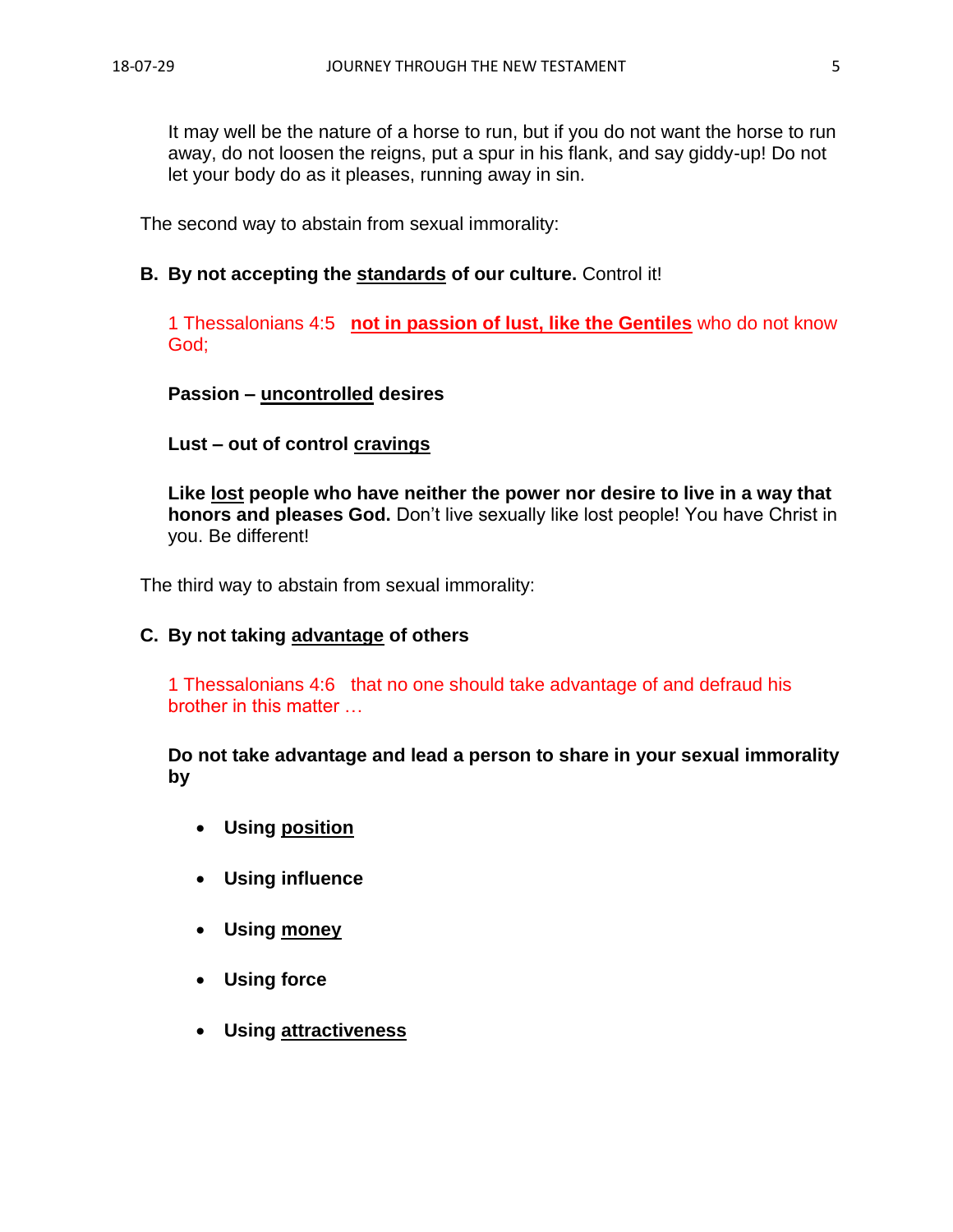It may well be the nature of a horse to run, but if you do not want the horse to run away, do not loosen the reigns, put a spur in his flank, and say giddy-up! Do not let your body do as it pleases, running away in sin.

The second way to abstain from sexual immorality:

**B. By not accepting the standards of our culture.** Control it!

1 Thessalonians 4:5   **not in passion of lust, like the Gentiles** who do not know God;

**Passion – uncontrolled desires**

**Lust – out of control cravings**

**Like lost people who have neither the power nor desire to live in a way that honors and pleases God.** Don't live sexually like lost people! You have Christ in you. Be different!

The third way to abstain from sexual immorality:

**C. By not taking advantage of others**

1 Thessalonians 4:6   that no one should take advantage of and defraud his brother in this matter …

**Do not take advantage and lead a person to share in your sexual immorality by**

- **Using position**
- **Using influence**
- **Using money**
- **Using force**
- **Using attractiveness**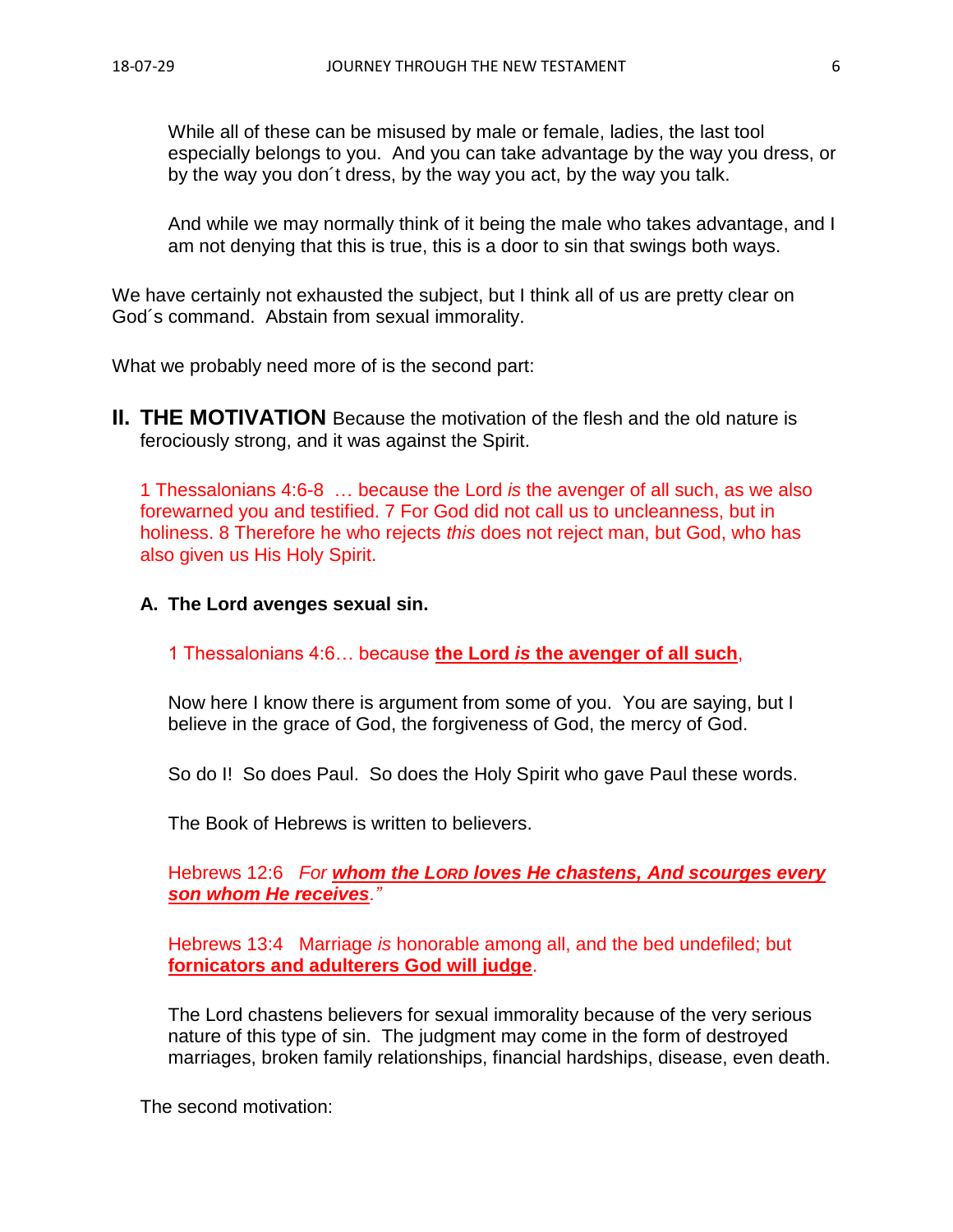While all of these can be misused by male or female, ladies, the last tool especially belongs to you. And you can take advantage by the way you dress, or by the way you don´t dress, by the way you act, by the way you talk.

And while we may normally think of it being the male who takes advantage, and I am not denying that this is true, this is a door to sin that swings both ways.

We have certainly not exhausted the subject, but I think all of us are pretty clear on God´s command. Abstain from sexual immorality.

What we probably need more of is the second part:

## II. THE MOTIVATION

Because the motivation of the flesh and the old nature is ferociously strong, and it was against the Spirit.

1 Thessalonians 4:6-8 … because the Lord *is* the avenger of all such, as we also forewarned you and testified. 7 For God did not call us to uncleanness, but in holiness. 8 Therefore he who rejects *this* does not reject man, but God, who has also given us His Holy Spirit.

### A. The Lord avenges sexual sin.

1 Thessalonians 4:6… because **the Lord *is* the avenger of all such**,

Now here I know there is argument from some of you. You are saying, but I believe in the grace of God, the forgiveness of God, the mercy of God.

So do I! So does Paul. So does the Holy Spirit who gave Paul these words.

The Book of Hebrews is written to believers.

Hebrews 12:6 *For **whom the LORD loves He chastens, And scourges every son whom He receives**."*

Hebrews 13:4 Marriage *is* honorable among all, and the bed undefiled; but **fornicators and adulterers God will judge**.

The Lord chastens believers for sexual immorality because of the very serious nature of this type of sin. The judgment may come in the form of destroyed marriages, broken family relationships, financial hardships, disease, even death.

The second motivation: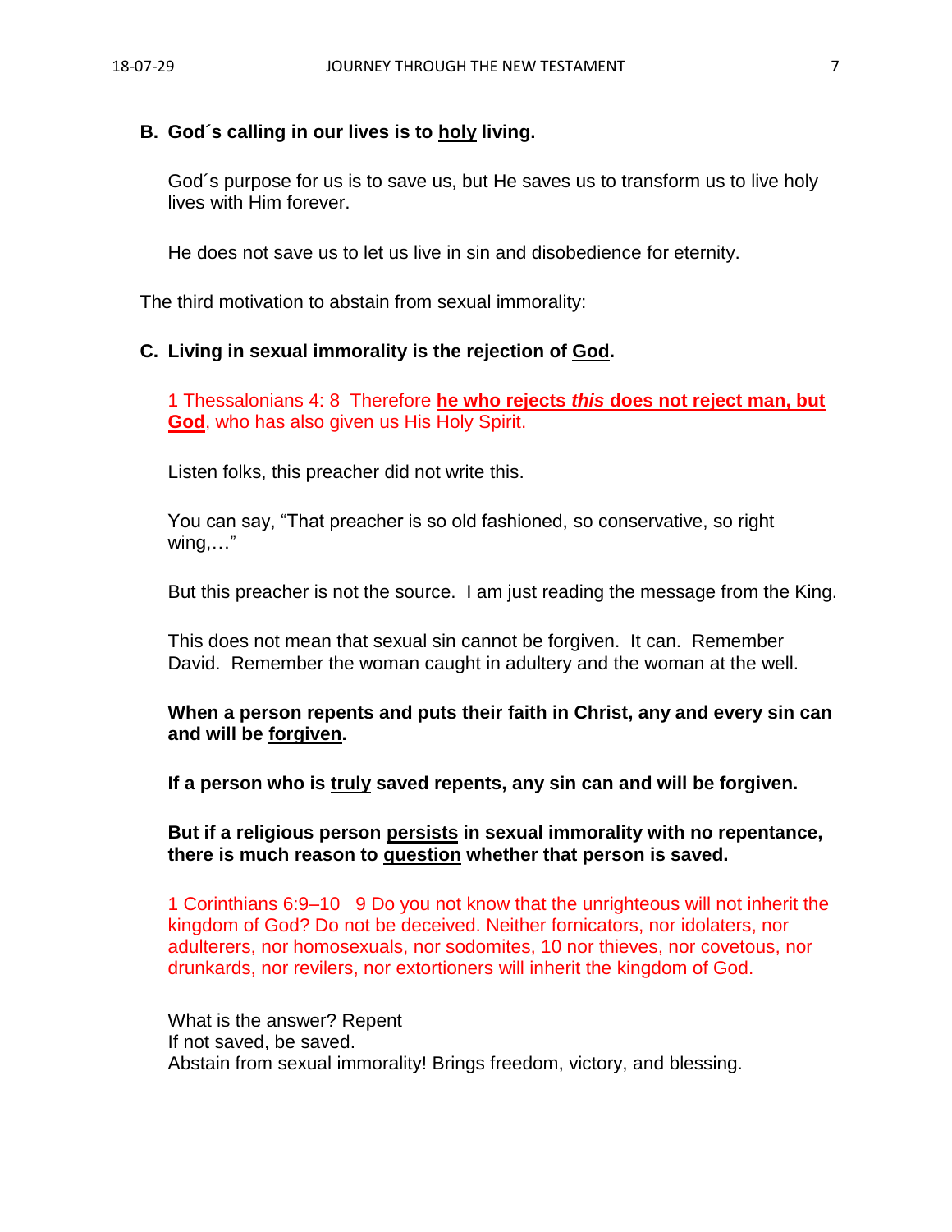**B. God´s calling in our lives is to holy living.**

God´s purpose for us is to save us, but He saves us to transform us to live holy lives with Him forever.

He does not save us to let us live in sin and disobedience for eternity.

The third motivation to abstain from sexual immorality:

**C. Living in sexual immorality is the rejection of God.**

1 Thessalonians 4: 8 Therefore **he who rejects *this* does not reject man, but God**, who has also given us His Holy Spirit.

Listen folks, this preacher did not write this.

You can say, “That preacher is so old fashioned, so conservative, so right wing,…”

But this preacher is not the source. I am just reading the message from the King.

This does not mean that sexual sin cannot be forgiven. It can. Remember David. Remember the woman caught in adultery and the woman at the well.

**When a person repents and puts their faith in Christ, any and every sin can and will be forgiven.**

**If a person who is truly saved repents, any sin can and will be forgiven.**

**But if a religious person persists in sexual immorality with no repentance, there is much reason to question whether that person is saved.**

1 Corinthians 6:9–10 9 Do you not know that the unrighteous will not inherit the kingdom of God? Do not be deceived. Neither fornicators, nor idolaters, nor adulterers, nor homosexuals, nor sodomites, 10 nor thieves, nor covetous, nor drunkards, nor revilers, nor extortioners will inherit the kingdom of God.

What is the answer? Repent
If not saved, be saved.
Abstain from sexual immorality! Brings freedom, victory, and blessing.